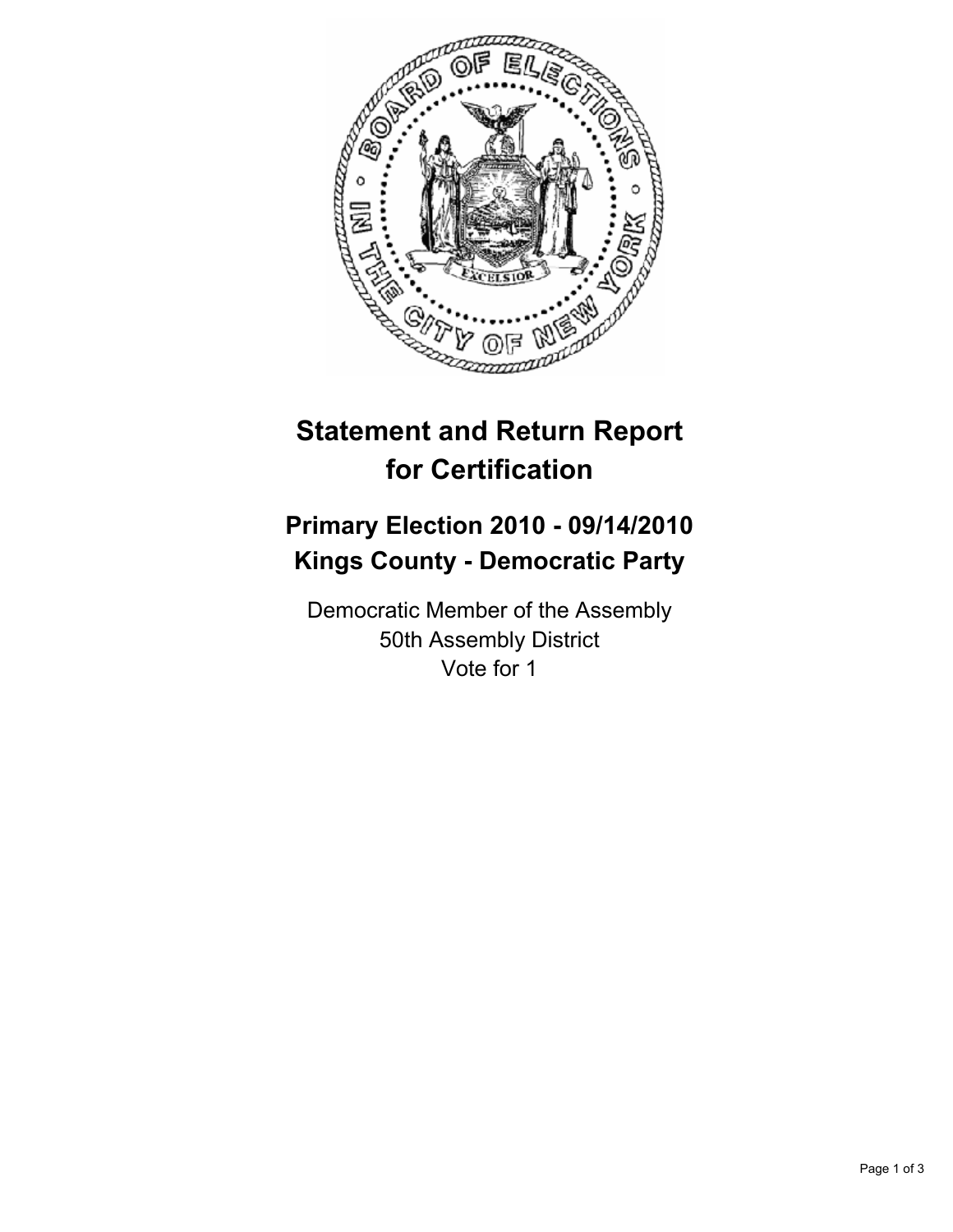# Statement and Return Report for Certification

## Primary Election 2010 - 09/14/2010
## Kings County - Democratic Party

Democratic Member of the Assembly
50th Assembly District
Vote for 1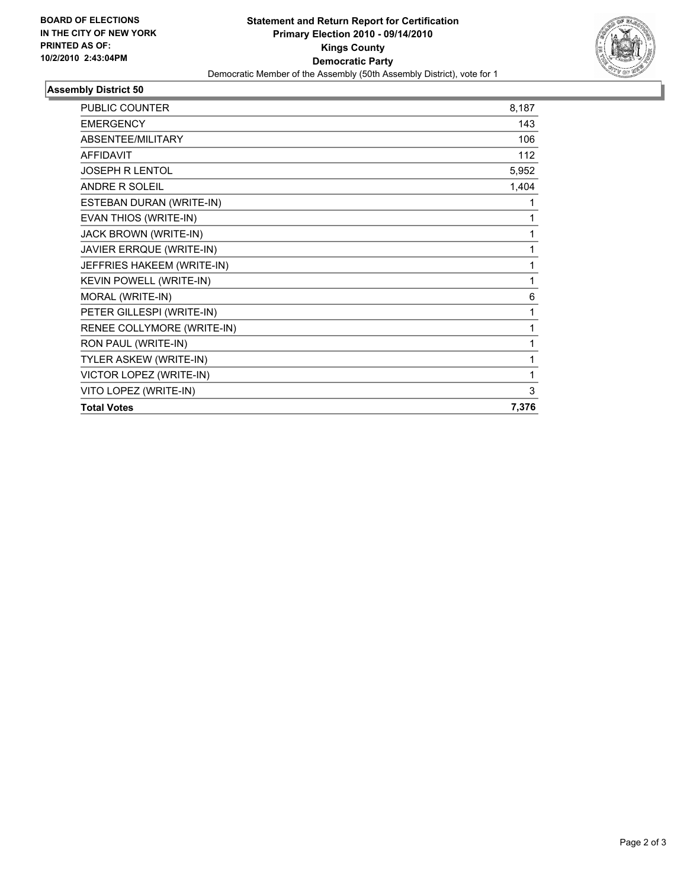**BOARD OF ELECTIONS IN THE CITY OF NEW YORK PRINTED AS OF: 10/2/2010 2:43:04PM**

# Statement and Return Report for Certification
## Primary Election 2010 - 09/14/2010
## Kings County
## Democratic Party

Democratic Member of the Assembly (50th Assembly District), vote for 1

### Assembly District 50

| | |
|---|---|
| PUBLIC COUNTER | 8,187 |
| EMERGENCY | 143 |
| ABSENTEE/MILITARY | 106 |
| AFFIDAVIT | 112 |
| JOSEPH R LENTOL | 5,952 |
| ANDRE R SOLEIL | 1,404 |
| ESTEBAN DURAN (WRITE-IN) | 1 |
| EVAN THIOS (WRITE-IN) | 1 |
| JACK BROWN (WRITE-IN) | 1 |
| JAVIER ERRQUE (WRITE-IN) | 1 |
| JEFFRIES HAKEEM (WRITE-IN) | 1 |
| KEVIN POWELL (WRITE-IN) | 1 |
| MORAL (WRITE-IN) | 6 |
| PETER GILLESPI (WRITE-IN) | 1 |
| RENEE COLLYMORE (WRITE-IN) | 1 |
| RON PAUL (WRITE-IN) | 1 |
| TYLER ASKEW (WRITE-IN) | 1 |
| VICTOR LOPEZ (WRITE-IN) | 1 |
| VITO LOPEZ (WRITE-IN) | 3 |
| **Total Votes** | **7,376** |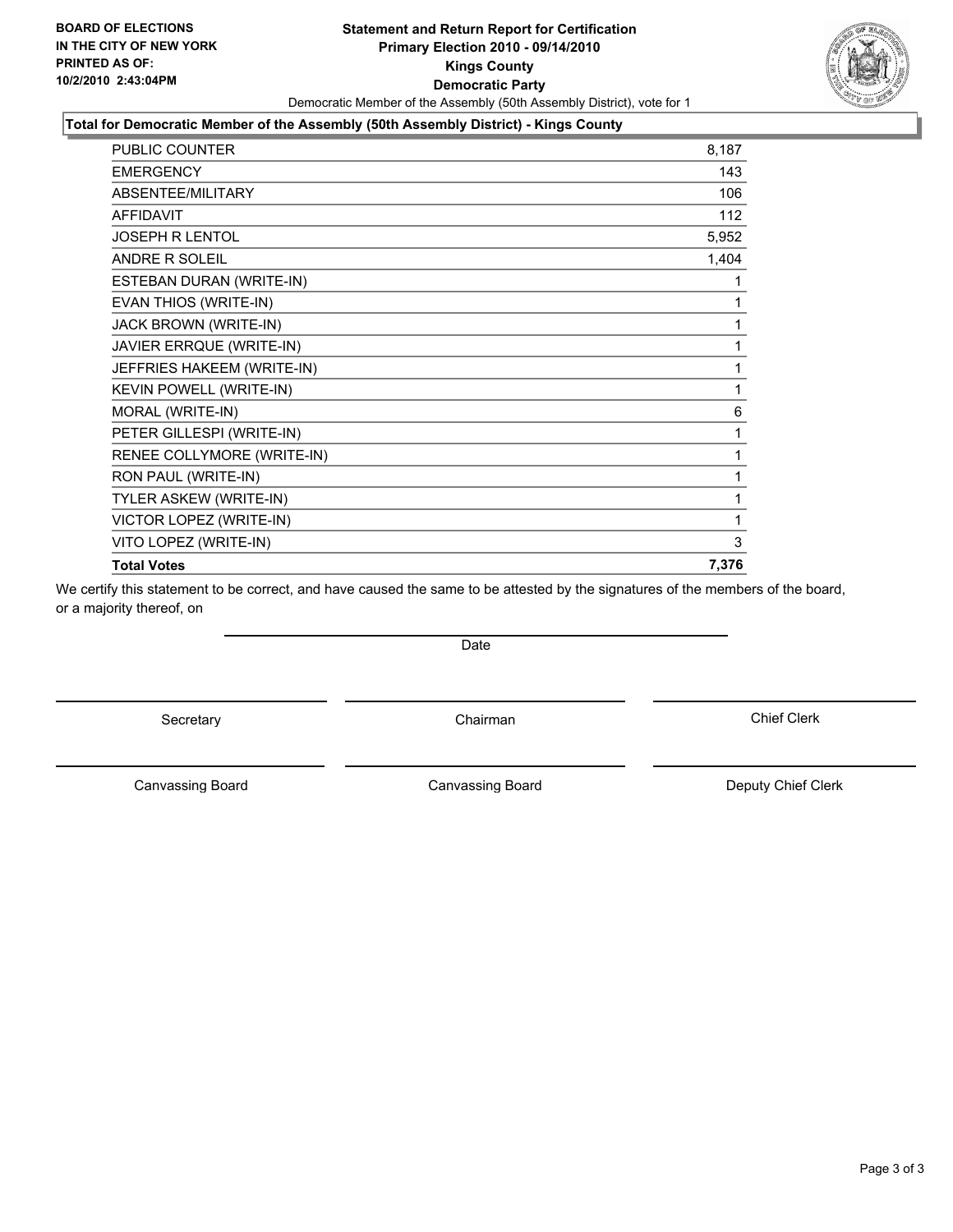**BOARD OF ELECTIONS IN THE CITY OF NEW YORK PRINTED AS OF: 10/2/2010 2:43:04PM**

**Statement and Return Report for Certification**
**Primary Election 2010 - 09/14/2010**
**Kings County**
**Democratic Party**
Democratic Member of the Assembly (50th Assembly District), vote for 1

**Total for Democratic Member of the Assembly (50th Assembly District) - Kings County**

| | |
|---|---|
| PUBLIC COUNTER | 8,187 |
| EMERGENCY | 143 |
| ABSENTEE/MILITARY | 106 |
| AFFIDAVIT | 112 |
| JOSEPH R LENTOL | 5,952 |
| ANDRE R SOLEIL | 1,404 |
| ESTEBAN DURAN (WRITE-IN) | 1 |
| EVAN THIOS (WRITE-IN) | 1 |
| JACK BROWN (WRITE-IN) | 1 |
| JAVIER ERRQUE (WRITE-IN) | 1 |
| JEFFRIES HAKEEM (WRITE-IN) | 1 |
| KEVIN POWELL (WRITE-IN) | 1 |
| MORAL (WRITE-IN) | 6 |
| PETER GILLESPI (WRITE-IN) | 1 |
| RENEE COLLYMORE (WRITE-IN) | 1 |
| RON PAUL (WRITE-IN) | 1 |
| TYLER ASKEW (WRITE-IN) | 1 |
| VICTOR LOPEZ (WRITE-IN) | 1 |
| VITO LOPEZ (WRITE-IN) | 3 |
| **Total Votes** | **7,376** |

We certify this statement to be correct, and have caused the same to be attested by the signatures of the members of the board, or a majority thereof, on

Date

Secretary — Chairman — Chief Clerk

Canvassing Board — Canvassing Board — Deputy Chief Clerk